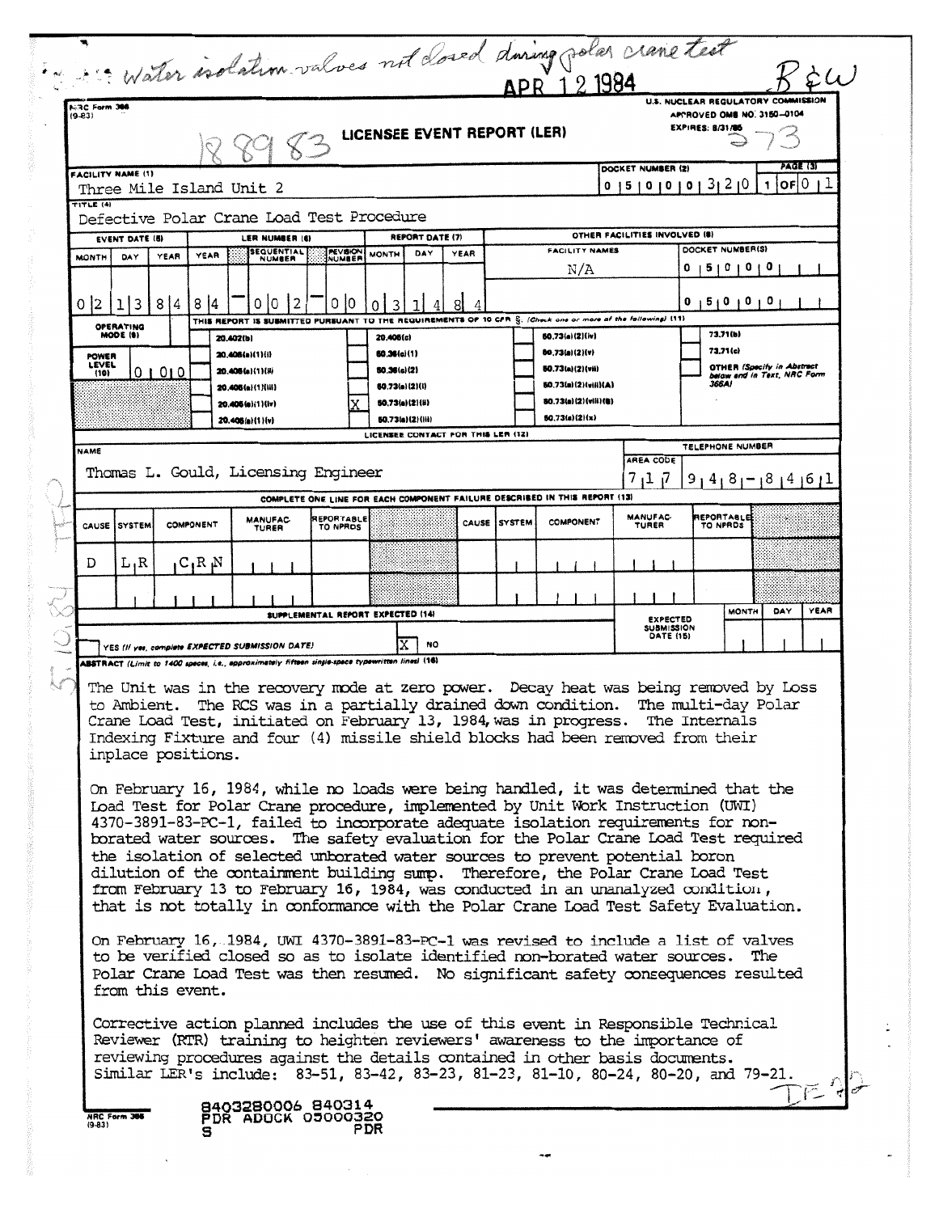... water isolation valves not closed during polar crane test

APR 12 1984

B&W

NRC Form 366 (9-83)

U.S. NUCLEAR REGULATORY COMMISSION
APPROVED OMB NO. 3150-0104
EXPIRES: 8/31/85

188983

273

# LICENSEE EVENT REPORT (LER)

| FACILITY NAME (1) | DOCKET NUMBER (2) | PAGE (3) |
|---|---|---|
| Three Mile Island Unit 2 | 0 5 0 0 0 3 2 0 | 1 OF 0 1 |

TITLE (4)
Defective Polar Crane Load Test Procedure

| EVENT DATE (5) | | | LER NUMBER (6) | | | REPORT DATE (7) | | | OTHER FACILITIES INVOLVED (8) | |
|---|---|---|---|---|---|---|---|---|---|---|
| MONTH | DAY | YEAR | YEAR | SEQUENTIAL NUMBER | REVISION NUMBER | MONTH | DAY | YEAR | FACILITY NAMES | DOCKET NUMBER(S) |
| 0 2 | 1 3 | 8 4 | 8 4 | 0 0 2 | 0 0 | 0 3 | 1 4 | 8 4 | N/A | 0 5 0 0 0 |
| | | | | | | | | | | 0 5 0 0 0 |

THIS REPORT IS SUBMITTED PURSUANT TO THE REQUIREMENTS OF 10 CFR §: (Check one or more of the following) (11)

OPERATING MODE (9):
POWER LEVEL (10): 0 0 0

- [ ] 20.402(b)
- [ ] 20.405(a)(1)(i)
- [ ] 20.405(a)(1)(ii)
- [ ] 20.405(a)(1)(iii)
- [ ] 20.405(a)(1)(iv)
- [ ] 20.405(a)(1)(v)
- [ ] 20.405(c)
- [ ] 50.36(c)(1)
- [ ] 50.36(c)(2)
- [ ] 50.73(a)(2)(i)
- [X] 50.73(a)(2)(ii)
- [ ] 50.73(a)(2)(iii)
- [ ] 50.73(a)(2)(iv)
- [ ] 50.73(a)(2)(v)
- [ ] 50.73(a)(2)(vii)
- [ ] 50.73(a)(2)(viii)(A)
- [ ] 50.73(a)(2)(viii)(B)
- [ ] 50.73(a)(2)(x)
- [ ] 73.71(b)
- [ ] 73.71(c)
- [ ] OTHER (Specify in Abstract below and in Text, NRC Form 366A)

LICENSEE CONTACT FOR THIS LER (12)

| NAME | TELEPHONE NUMBER |
|---|---|
| Thomas L. Gould, Licensing Engineer | 717 948-8461 |

COMPLETE ONE LINE FOR EACH COMPONENT FAILURE DESCRIBED IN THIS REPORT (13)

| CAUSE | SYSTEM | COMPONENT | MANUFACTURER | REPORTABLE TO NPRDS | CAUSE | SYSTEM | COMPONENT | MANUFACTURER | REPORTABLE TO NPRDS |
|---|---|---|---|---|---|---|---|---|---|
| D | L R | C R N | | | | | | | |
| | | | | | | | | | |

SUPPLEMENTAL REPORT EXPECTED (14)

- [ ] YES (If yes, complete EXPECTED SUBMISSION DATE)
- [X] NO

EXPECTED SUBMISSION DATE (15):

ABSTRACT (Limit to 1400 spaces, i.e., approximately fifteen single-space typewritten lines) (16)

The Unit was in the recovery mode at zero power. Decay heat was being removed by Loss to Ambient. The RCS was in a partially drained down condition. The multi-day Polar Crane Load Test, initiated on February 13, 1984, was in progress. The Internals Indexing Fixture and four (4) missile shield blocks had been removed from their inplace positions.

On February 16, 1984, while no loads were being handled, it was determined that the Load Test for Polar Crane procedure, implemented by Unit Work Instruction (UWI) 4370-3891-83-PC-1, failed to incorporate adequate isolation requirements for non-borated water sources. The safety evaluation for the Polar Crane Load Test required the isolation of selected unborated water sources to prevent potential boron dilution of the containment building sump. Therefore, the Polar Crane Load Test from February 13 to February 16, 1984, was conducted in an unanalyzed condition, that is not totally in conformance with the Polar Crane Load Test Safety Evaluation.

On February 16, 1984, UWI 4370-3891-83-PC-1 was revised to include a list of valves to be verified closed so as to isolate identified non-borated water sources. The Polar Crane Load Test was then resumed. No significant safety consequences resulted from this event.

Corrective action planned includes the use of this event in Responsible Technical Reviewer (RTR) training to heighten reviewers' awareness to the importance of reviewing procedures against the details contained in other basis documents. Similar LER's include: 83-51, 83-42, 83-23, 81-23, 81-10, 80-24, 80-20, and 79-21.

8403280006 840314
PDR ADOCK 05000320
S PDR

NRC Form 366 (9-83)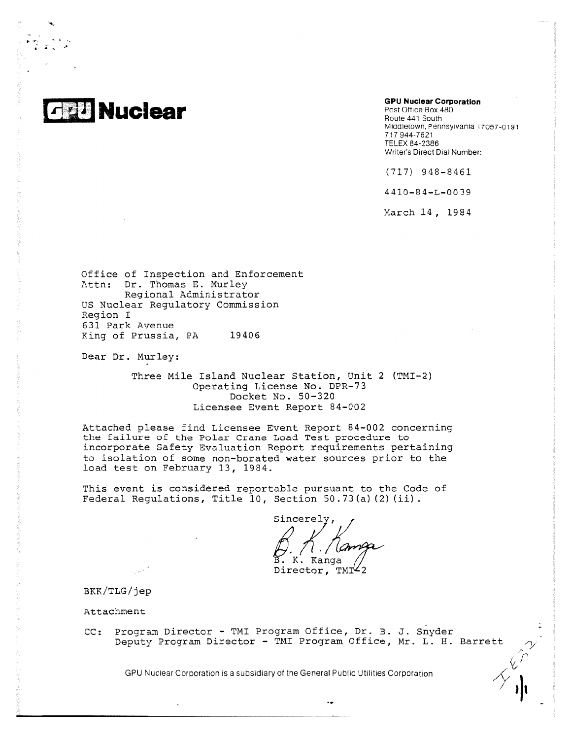# GPU Nuclear

**GPU Nuclear Corporation**
Post Office Box 480
Route 441 South
Middletown, Pennsylvania 17057-0191
717 944-7621
TELEX 84-2386
Writer's Direct Dial Number:

(717) 948-8461

4410-84-L-0039

March 14, 1984

Office of Inspection and Enforcement
Attn: Dr. Thomas E. Murley
Regional Administrator
US Nuclear Regulatory Commission
Region I
631 Park Avenue
King of Prussia, PA 19406

Dear Dr. Murley:

Three Mile Island Nuclear Station, Unit 2 (TMI-2)
Operating License No. DPR-73
Docket No. 50-320
Licensee Event Report 84-002

Attached please find Licensee Event Report 84-002 concerning the failure of the Polar Crane Load Test procedure to incorporate Safety Evaluation Report requirements pertaining to isolation of some non-borated water sources prior to the load test on February 13, 1984.

This event is considered reportable pursuant to the Code of Federal Regulations, Title 10, Section 50.73(a)(2)(ii).

Sincerely,

B. K. Kanga
Director, TMI-2

BKK/TLG/jep

Attachment

CC: Program Director - TMI Program Office, Dr. B. J. Snyder
Deputy Program Director - TMI Program Office, Mr. L. H. Barrett

GPU Nuclear Corporation is a subsidiary of the General Public Utilities Corporation